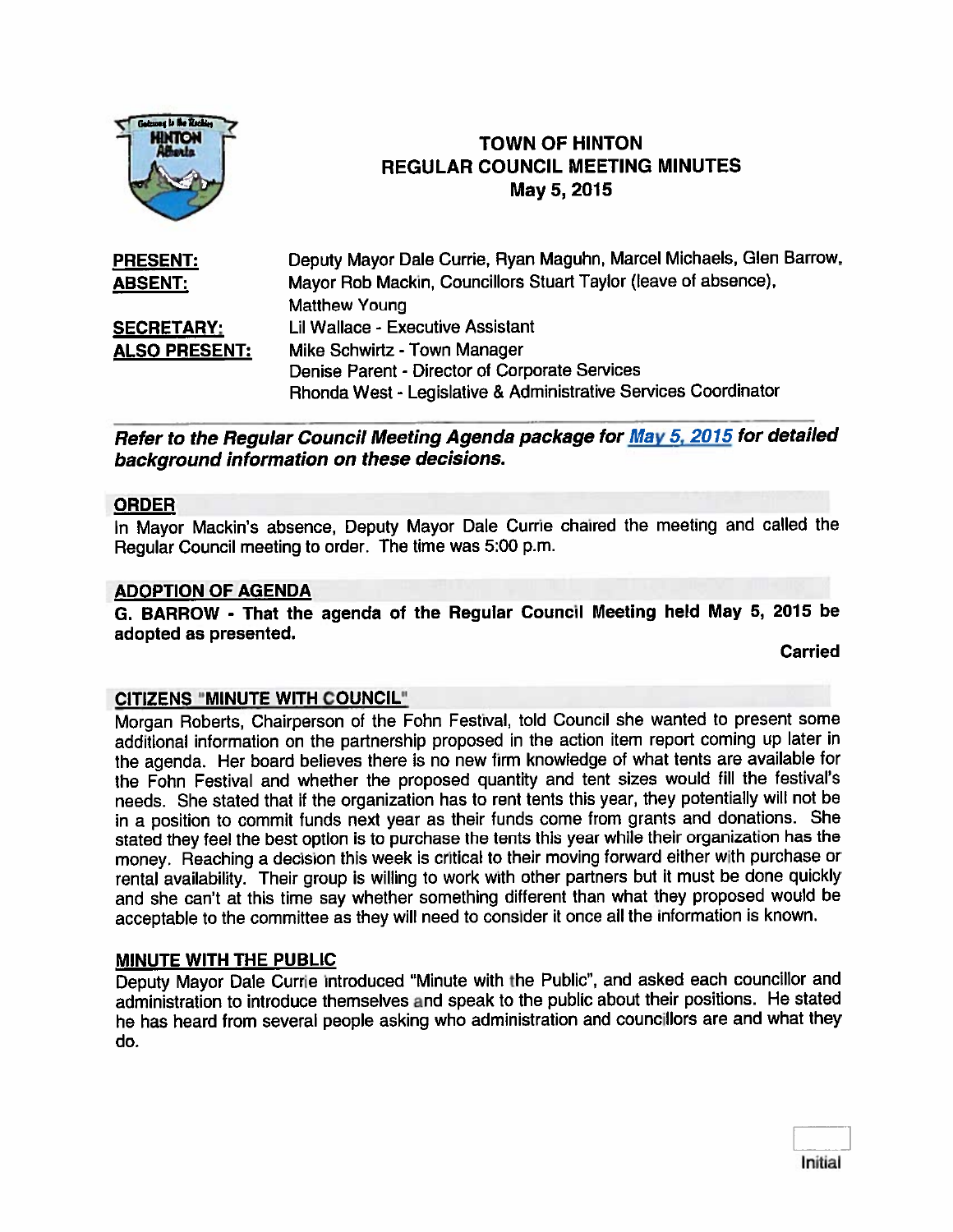# TOWN OF HINTON
## REGULAR COUNCIL MEETING MINUTES
### May 5, 2015

| | |
|---|---|
| **PRESENT:** | Deputy Mayor Dale Currie, Ryan Maguhn, Marcel Michaels, Glen Barrow, |
| **ABSENT:** | Mayor Rob Mackin, Councillors Stuart Taylor (leave of absence), Matthew Young |
| **SECRETARY:** | Lil Wallace - Executive Assistant |
| **ALSO PRESENT:** | Mike Schwirtz - Town Manager<br>Denise Parent - Director of Corporate Services<br>Rhonda West - Legislative & Administrative Services Coordinator |

***Refer to the Regular Council Meeting Agenda package for May 5, 2015 for detailed background information on these decisions.***

## ORDER

In Mayor Mackin's absence, Deputy Mayor Dale Currie chaired the meeting and called the Regular Council meeting to order. The time was 5:00 p.m.

## ADOPTION OF AGENDA

**G. BARROW - That the agenda of the Regular Council Meeting held May 5, 2015 be adopted as presented.**

**Carried**

## CITIZENS "MINUTE WITH COUNCIL"

Morgan Roberts, Chairperson of the Fohn Festival, told Council she wanted to present some additional information on the partnership proposed in the action item report coming up later in the agenda. Her board believes there is no new firm knowledge of what tents are available for the Fohn Festival and whether the proposed quantity and tent sizes would fill the festival's needs. She stated that if the organization has to rent tents this year, they potentially will not be in a position to commit funds next year as their funds come from grants and donations. She stated they feel the best option is to purchase the tents this year while their organization has the money. Reaching a decision this week is critical to their moving forward either with purchase or rental availability. Their group is willing to work with other partners but it must be done quickly and she can't at this time say whether something different than what they proposed would be acceptable to the committee as they will need to consider it once all the information is known.

## MINUTE WITH THE PUBLIC

Deputy Mayor Dale Currie introduced "Minute with the Public", and asked each councillor and administration to introduce themselves and speak to the public about their positions. He stated he has heard from several people asking who administration and councillors are and what they do.

Initial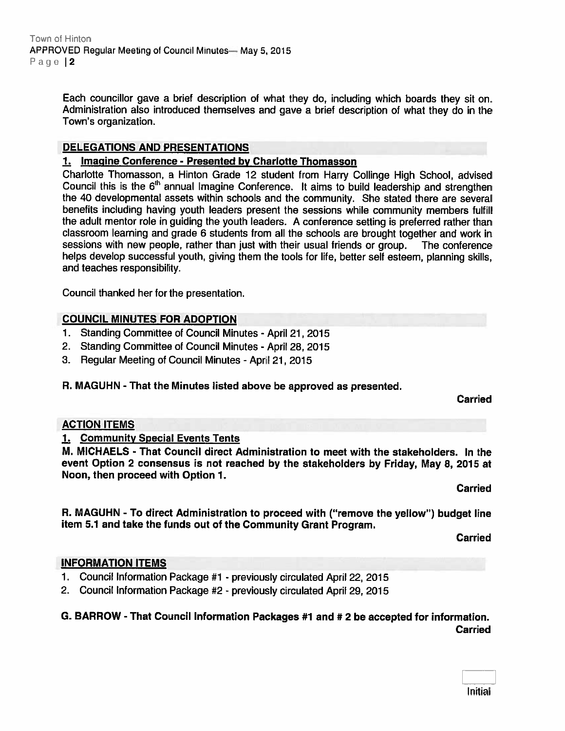Each councillor gave a brief description of what they do, including which boards they sit on. Administration also introduced themselves and gave a brief description of what they do in the Town's organization.

## DELEGATIONS AND PRESENTATIONS

### 1. Imagine Conference - Presented by Charlotte Thomasson

Charlotte Thomasson, a Hinton Grade 12 student from Harry Collinge High School, advised Council this is the 6th annual Imagine Conference. It aims to build leadership and strengthen the 40 developmental assets within schools and the community. She stated there are several benefits including having youth leaders present the sessions while community members fulfill the adult mentor role in guiding the youth leaders. A conference setting is preferred rather than classroom learning and grade 6 students from all the schools are brought together and work in sessions with new people, rather than just with their usual friends or group. The conference helps develop successful youth, giving them the tools for life, better self esteem, planning skills, and teaches responsibility.

Council thanked her for the presentation.

## COUNCIL MINUTES FOR ADOPTION

1. Standing Committee of Council Minutes - April 21, 2015
2. Standing Committee of Council Minutes - April 28, 2015
3. Regular Meeting of Council Minutes - April 21, 2015

**R. MAGUHN - That the Minutes listed above be approved as presented.**

**Carried**

## ACTION ITEMS

### 1. Community Special Events Tents

**M. MICHAELS - That Council direct Administration to meet with the stakeholders. In the event Option 2 consensus is not reached by the stakeholders by Friday, May 8, 2015 at Noon, then proceed with Option 1.**

**Carried**

**R. MAGUHN - To direct Administration to proceed with ("remove the yellow") budget line item 5.1 and take the funds out of the Community Grant Program.**

**Carried**

## INFORMATION ITEMS

1. Council Information Package #1 - previously circulated April 22, 2015
2. Council Information Package #2 - previously circulated April 29, 2015

**G. BARROW - That Council Information Packages #1 and # 2 be accepted for information.**

**Carried**

Initial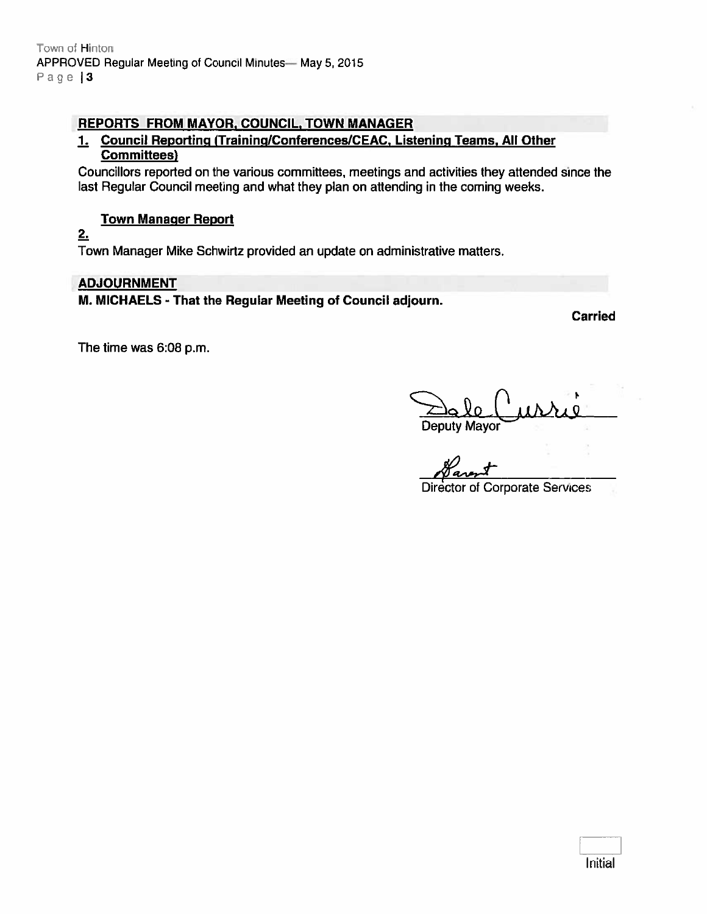## REPORTS FROM MAYOR, COUNCIL, TOWN MANAGER

### 1. Council Reporting (Training/Conferences/CEAC, Listening Teams, All Other Committees)

Councillors reported on the various committees, meetings and activities they attended since the last Regular Council meeting and what they plan on attending in the coming weeks.

### 2. Town Manager Report

Town Manager Mike Schwirtz provided an update on administrative matters.

## ADJOURNMENT

**M. MICHAELS - That the Regular Meeting of Council adjourn.**

**Carried**

The time was 6:08 p.m.

Dale Currie
Deputy Mayor

Director of Corporate Services

Initial